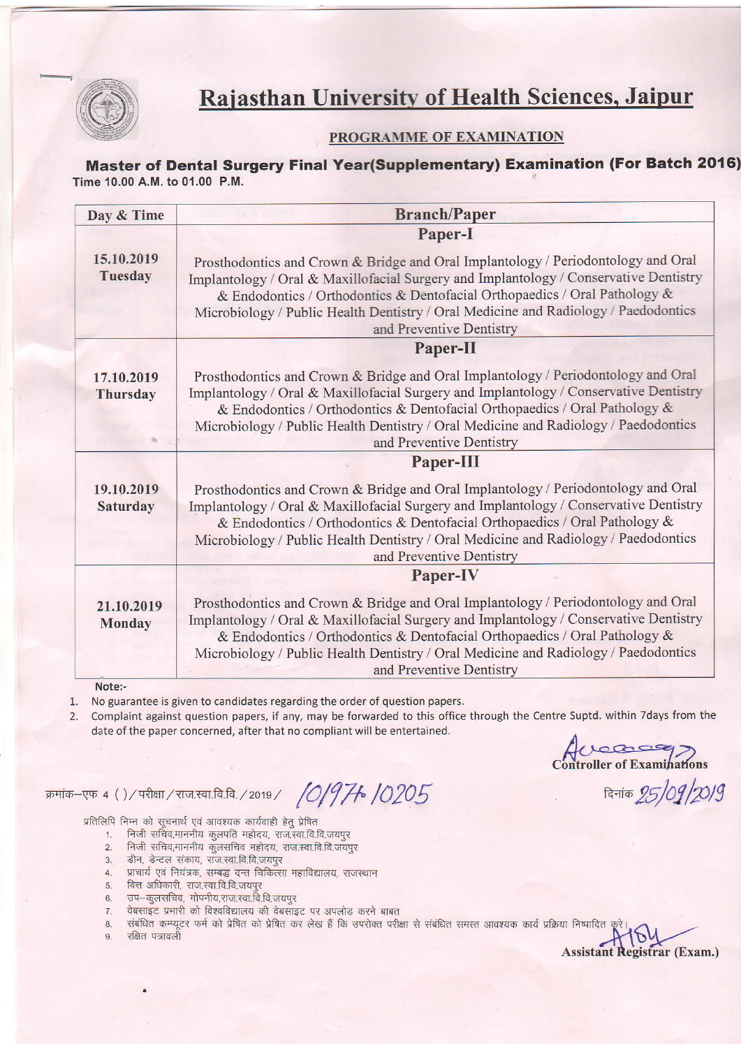# Rajasthan University of Health Sciences, Jaipur

## PROGRAMME OF EXAMINATION

**Master of Dental Surgery Final Year(Supplementary) Examination (For Batch 2016)**

**Time 10.00 A.M. to 01.00 P.M.**

| Day & Time | Branch/Paper |
|---|---|
| | **Paper-I** |
| **15.10.2019 Tuesday** | Prosthodontics and Crown & Bridge and Oral Implantology / Periodontology and Oral Implantology / Oral & Maxillofacial Surgery and Implantology / Conservative Dentistry & Endodontics / Orthodontics & Dentofacial Orthopaedics / Oral Pathology & Microbiology / Public Health Dentistry / Oral Medicine and Radiology / Paedodontics and Preventive Dentistry |
| | **Paper-II** |
| **17.10.2019 Thursday** | Prosthodontics and Crown & Bridge and Oral Implantology / Periodontology and Oral Implantology / Oral & Maxillofacial Surgery and Implantology / Conservative Dentistry & Endodontics / Orthodontics & Dentofacial Orthopaedics / Oral Pathology & Microbiology / Public Health Dentistry / Oral Medicine and Radiology / Paedodontics and Preventive Dentistry |
| | **Paper-III** |
| **19.10.2019 Saturday** | Prosthodontics and Crown & Bridge and Oral Implantology / Periodontology and Oral Implantology / Oral & Maxillofacial Surgery and Implantology / Conservative Dentistry & Endodontics / Orthodontics & Dentofacial Orthopaedics / Oral Pathology & Microbiology / Public Health Dentistry / Oral Medicine and Radiology / Paedodontics and Preventive Dentistry |
| | **Paper-IV** |
| **21.10.2019 Monday** | Prosthodontics and Crown & Bridge and Oral Implantology / Periodontology and Oral Implantology / Oral & Maxillofacial Surgery and Implantology / Conservative Dentistry & Endodontics / Orthodontics & Dentofacial Orthopaedics / Oral Pathology & Microbiology / Public Health Dentistry / Oral Medicine and Radiology / Paedodontics and Preventive Dentistry |

**Note:-**

1. No guarantee is given to candidates regarding the order of question papers.
2. Complaint against question papers, if any, may be forwarded to this office through the Centre Suptd. within 7days from the date of the paper concerned, after that no compliant will be entertained.

**Controller of Examinations**

क्रमांक–एफ 4 ( )/परीक्षा/राज.स्वा.वि.वि./2019/ 10197-10205

दिनांक 25/09/2019

प्रतिलिपि निम्न को सूचनार्थ एवं आवश्यक कार्यवाही हेतु प्रेषित

1. निजी सचिव,माननीय कुलपति महोदय, राज.स्वा.वि.वि.जयपुर
2. निजी सचिव,माननीय कुलसचिव महोदय, राज.स्वा.वि.वि.जयपुर
3. डीन, डेन्टल संकाय, राज.स्वा.वि.वि.जयपुर
4. प्राचार्य एवं नियंत्रक, सम्बद्ध दन्त चिकित्सा महाविद्यालय, राजस्थान
5. वित्त अधिकारी, राज.स्वा.वि.वि.जयपुर
6. उप–कुलसचिव, गोपनीय,राज.स्वा.वि.वि.जयपुर
7. वेबसाइट प्रभारी को विश्वविद्यालय की वेबसाइट पर अपलोड करने बाबत
8. संबंधित कम्प्यूटर फर्म को प्रेषित को प्रेषित कर लेख हैं कि उपरोक्त परीक्षा से संबंधित समस्त आवश्यक कार्य प्रक्रिया निष्पादित करे।
9. रक्षित पत्रावली

**Assistant Registrar (Exam.)**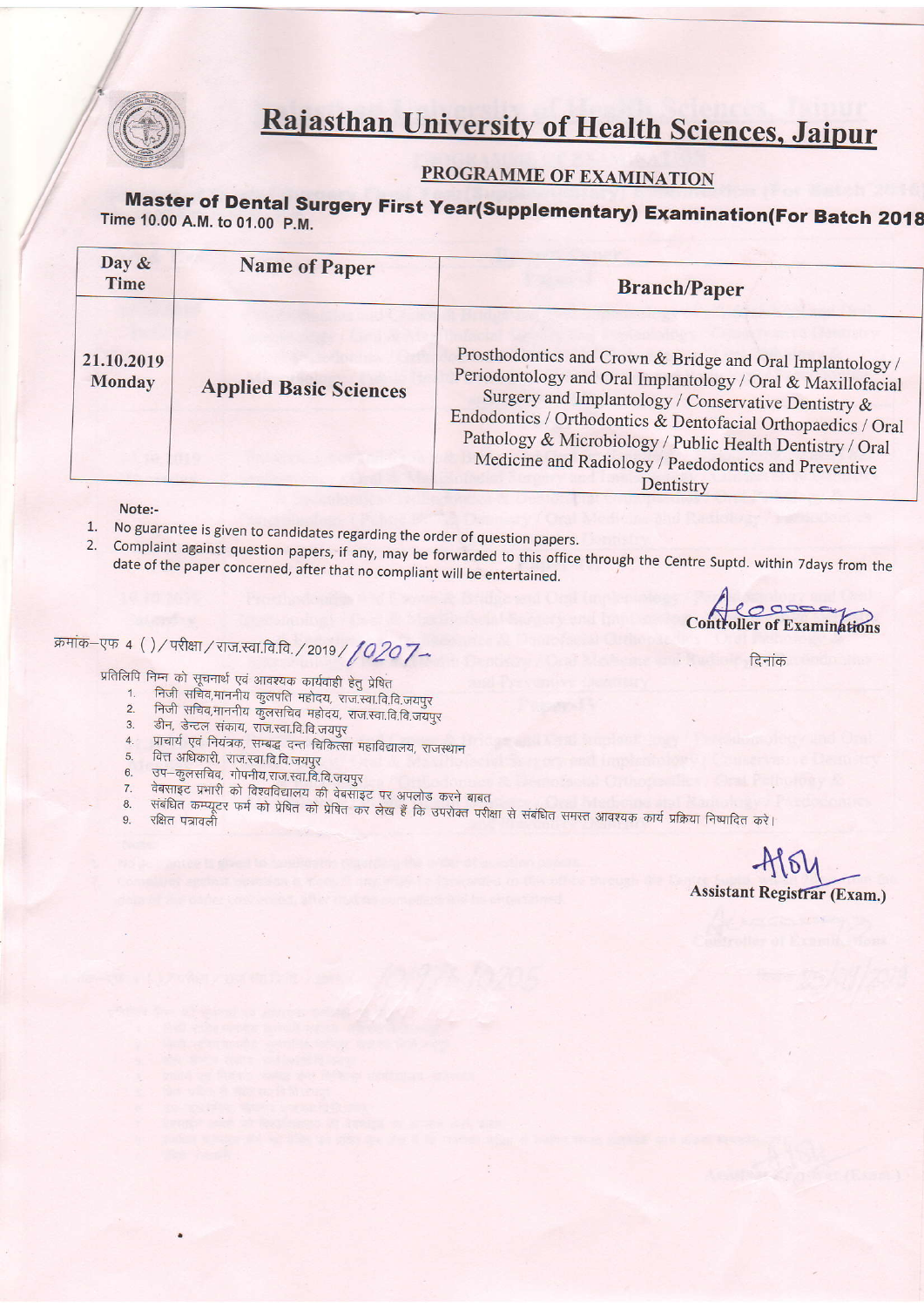# Rajasthan University of Health Sciences, Jaipur

## PROGRAMME OF EXAMINATION

### Master of Dental Surgery First Year(Supplementary) Examination(For Batch 2018

Time 10.00 A.M. to 01.00 P.M.

| Day & Time | Name of Paper | Branch/Paper |
|---|---|---|
| 21.10.2019 Monday | Applied Basic Sciences | Prosthodontics and Crown & Bridge and Oral Implantology / Periodontology and Oral Implantology / Oral & Maxillofacial Surgery and Implantology / Conservative Dentistry & Endodontics / Orthodontics & Dentofacial Orthopaedics / Oral Pathology & Microbiology / Public Health Dentistry / Oral Medicine and Radiology / Paedodontics and Preventive Dentistry |

Note:-

1. No guarantee is given to candidates regarding the order of question papers.
2. Complaint against question papers, if any, may be forwarded to this office through the Centre Suptd. within 7days from the date of the paper concerned, after that no compliant will be entertained.

Controller of Examinations

क्रमांक–एफ 4 ( )/परीक्षा/राज.स्वा.वि.वि./2019/10207

दिनांक

प्रतिलिपि निम्न को सूचनार्थ एवं आवश्यक कार्यवाही हेतु प्रेषित

1. निजी सचिव,माननीय कुलपति महोदय, राज.स्वा.वि.वि.जयपुर
2. निजी सचिव,माननीय कुलसचिव महोदय, राज.स्वा.वि.वि.जयपुर
3. डीन, डेन्टल संकाय, राज.स्वा.वि.वि.जयपुर
4. प्राचार्य एवं नियंत्रक, सम्बद्ध दन्त चिकित्सा महाविद्यालय, राजस्थान
5. वित्त अधिकारी, राज.स्वा.वि.वि.जयपुर
6. उप–कुलसचिव, गोपनीय,राज.स्वा.वि.वि.जयपुर
7. वेबसाइट प्रभारी को विश्वविद्यालय की वेबसाइट पर अपलोड करने बाबत
8. संबंधित कम्प्यूटर फर्म को प्रेषित को प्रेषित कर लेख हैं कि उपरोक्त परीक्षा से संबंधित समस्त आवश्यक कार्य प्रक्रिया निष्पादित करे।
9. रक्षित पत्रावली

Assistant Registrar (Exam.)